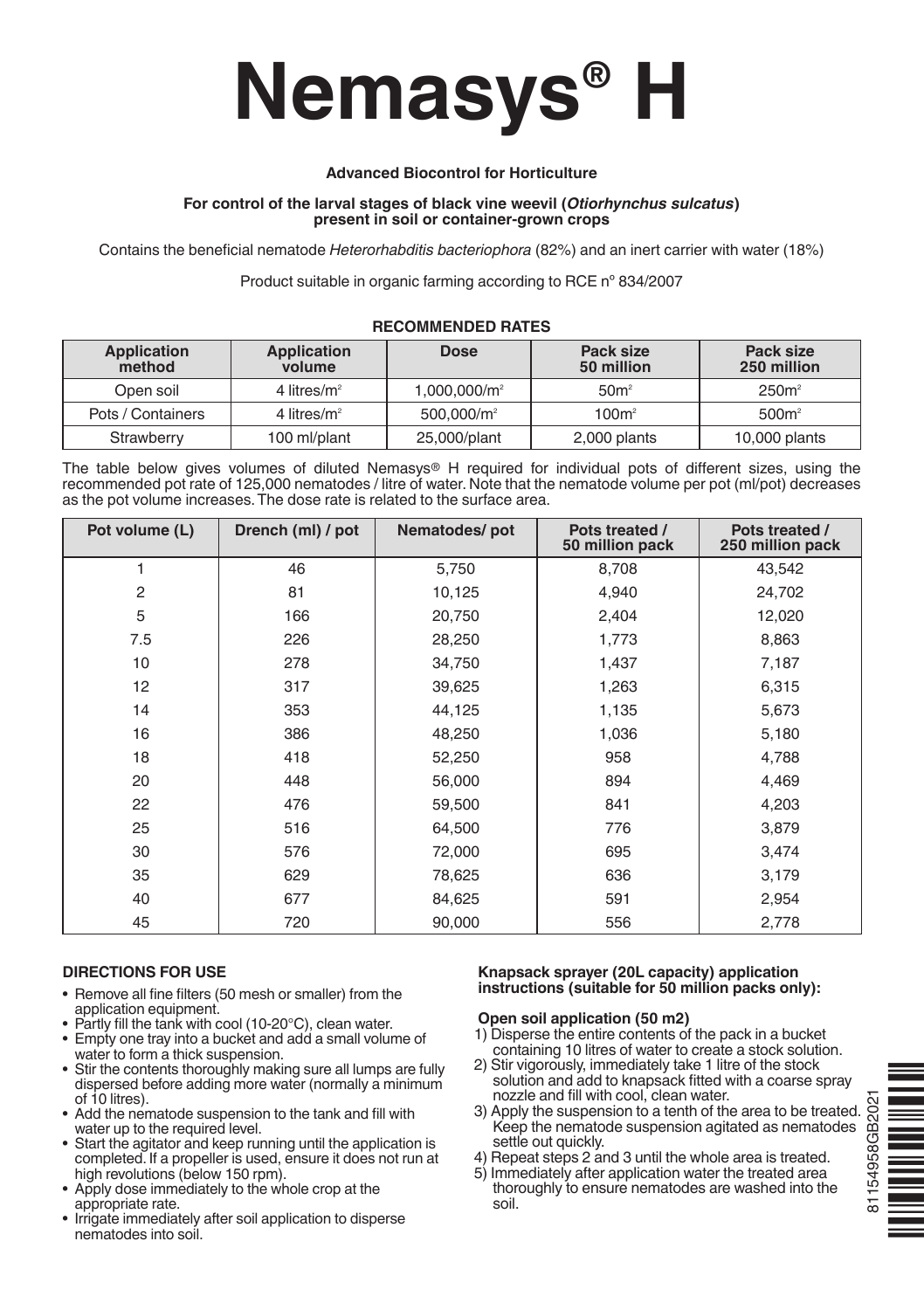# Nemasys® H

**Advanced Biocontrol for Horticulture**

**For control of the larval stages of black vine weevil (*Otiorhynchus sulcatus*) present in soil or container-grown crops**

Contains the beneficial nematode *Heterorhabditis bacteriophora* (82%) and an inert carrier with water (18%)

Product suitable in organic farming according to RCE nº 834/2007

**RECOMMENDED RATES**

| Application method | Application volume | Dose | Pack size 50 million | Pack size 250 million |
|---|---|---|---|---|
| Open soil | 4 litres/m² | 1,000,000/m² | 50m² | 250m² |
| Pots / Containers | 4 litres/m² | 500,000/m² | 100m² | 500m² |
| Strawberry | 100 ml/plant | 25,000/plant | 2,000 plants | 10,000 plants |

The table below gives volumes of diluted Nemasys® H required for individual pots of different sizes, using the recommended pot rate of 125,000 nematodes / litre of water. Note that the nematode volume per pot (ml/pot) decreases as the pot volume increases. The dose rate is related to the surface area.

| Pot volume (L) | Drench (ml) / pot | Nematodes/ pot | Pots treated / 50 million pack | Pots treated / 250 million pack |
|---|---|---|---|---|
| 1 | 46 | 5,750 | 8,708 | 43,542 |
| 2 | 81 | 10,125 | 4,940 | 24,702 |
| 5 | 166 | 20,750 | 2,404 | 12,020 |
| 7.5 | 226 | 28,250 | 1,773 | 8,863 |
| 10 | 278 | 34,750 | 1,437 | 7,187 |
| 12 | 317 | 39,625 | 1,263 | 6,315 |
| 14 | 353 | 44,125 | 1,135 | 5,673 |
| 16 | 386 | 48,250 | 1,036 | 5,180 |
| 18 | 418 | 52,250 | 958 | 4,788 |
| 20 | 448 | 56,000 | 894 | 4,469 |
| 22 | 476 | 59,500 | 841 | 4,203 |
| 25 | 516 | 64,500 | 776 | 3,879 |
| 30 | 576 | 72,000 | 695 | 3,474 |
| 35 | 629 | 78,625 | 636 | 3,179 |
| 40 | 677 | 84,625 | 591 | 2,954 |
| 45 | 720 | 90,000 | 556 | 2,778 |

**DIRECTIONS FOR USE**

- Remove all fine filters (50 mesh or smaller) from the application equipment.
- Partly fill the tank with cool (10-20°C), clean water.
- Empty one tray into a bucket and add a small volume of water to form a thick suspension.
- Stir the contents thoroughly making sure all lumps are fully dispersed before adding more water (normally a minimum of 10 litres).
- Add the nematode suspension to the tank and fill with water up to the required level.
- Start the agitator and keep running until the application is completed. If a propeller is used, ensure it does not run at high revolutions (below 150 rpm).
- Apply dose immediately to the whole crop at the appropriate rate.
- Irrigate immediately after soil application to disperse nematodes into soil.

**Knapsack sprayer (20L capacity) application instructions (suitable for 50 million packs only):**

**Open soil application (50 m2)**

1) Disperse the entire contents of the pack in a bucket containing 10 litres of water to create a stock solution.
2) Stir vigorously, immediately take 1 litre of the stock solution and add to knapsack fitted with a coarse spray nozzle and fill with cool, clean water.
3) Apply the suspension to a tenth of the area to be treated. Keep the nematode suspension agitated as nematodes settle out quickly.
4) Repeat steps 2 and 3 until the whole area is treated.
5) Immediately after application water the treated area thoroughly to ensure nematodes are washed into the soil.

81154958GB2021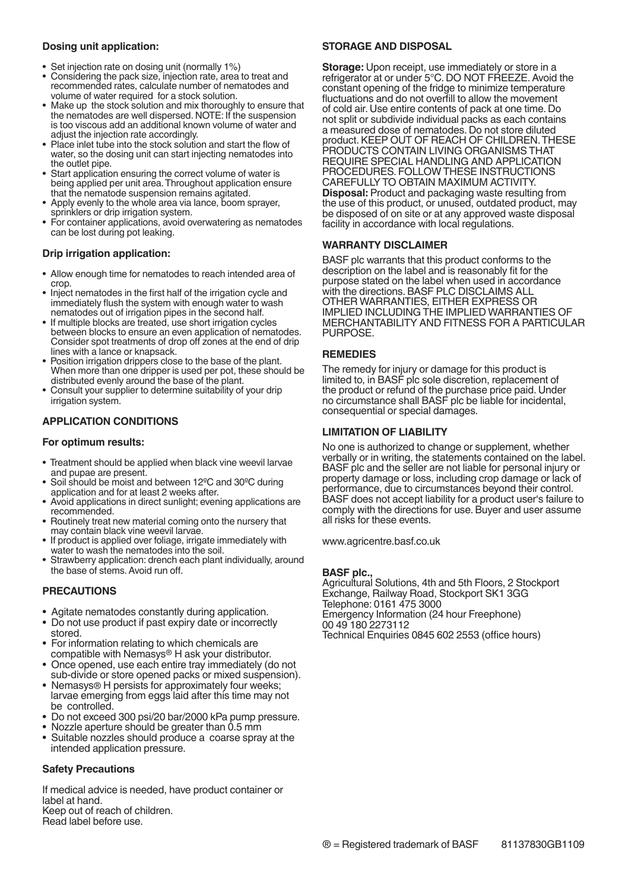### Dosing unit application:

- Set injection rate on dosing unit (normally 1%)
- Considering the pack size, injection rate, area to treat and recommended rates, calculate number of nematodes and volume of water required for a stock solution.
- Make up the stock solution and mix thoroughly to ensure that the nematodes are well dispersed. NOTE: If the suspension is too viscous add an additional known volume of water and adjust the injection rate accordingly.
- Place inlet tube into the stock solution and start the flow of water, so the dosing unit can start injecting nematodes into the outlet pipe.
- Start application ensuring the correct volume of water is being applied per unit area. Throughout application ensure that the nematode suspension remains agitated.
- Apply evenly to the whole area via lance, boom sprayer, sprinklers or drip irrigation system.
- For container applications, avoid overwatering as nematodes can be lost during pot leaking.

### Drip irrigation application:

- Allow enough time for nematodes to reach intended area of crop.
- Inject nematodes in the first half of the irrigation cycle and immediately flush the system with enough water to wash nematodes out of irrigation pipes in the second half.
- If multiple blocks are treated, use short irrigation cycles between blocks to ensure an even application of nematodes. Consider spot treatments of drop off zones at the end of drip lines with a lance or knapsack.
- Position irrigation drippers close to the base of the plant. When more than one dripper is used per pot, these should be distributed evenly around the base of the plant.
- Consult your supplier to determine suitability of your drip irrigation system.

## APPLICATION CONDITIONS

### For optimum results:

- Treatment should be applied when black vine weevil larvae and pupae are present.
- Soil should be moist and between 12ºC and 30ºC during application and for at least 2 weeks after.
- Avoid applications in direct sunlight; evening applications are recommended.
- Routinely treat new material coming onto the nursery that may contain black vine weevil larvae.
- If product is applied over foliage, irrigate immediately with water to wash the nematodes into the soil.
- Strawberry application: drench each plant individually, around the base of stems. Avoid run off.

## PRECAUTIONS

- Agitate nematodes constantly during application.
- Do not use product if past expiry date or incorrectly stored.
- For information relating to which chemicals are compatible with Nemasys® H ask your distributor.
- Once opened, use each entire tray immediately (do not sub-divide or store opened packs or mixed suspension).
- Nemasys® H persists for approximately four weeks; larvae emerging from eggs laid after this time may not be controlled.
- Do not exceed 300 psi/20 bar/2000 kPa pump pressure.
- Nozzle aperture should be greater than 0.5 mm
- Suitable nozzles should produce a coarse spray at the intended application pressure.

### Safety Precautions

If medical advice is needed, have product container or label at hand.
Keep out of reach of children.
Read label before use.

## STORAGE AND DISPOSAL

**Storage:** Upon receipt, use immediately or store in a refrigerator at or under 5°C. DO NOT FREEZE. Avoid the constant opening of the fridge to minimize temperature fluctuations and do not overfill to allow the movement of cold air. Use entire contents of pack at one time. Do not split or subdivide individual packs as each contains a measured dose of nematodes. Do not store diluted product. KEEP OUT OF REACH OF CHILDREN. THESE PRODUCTS CONTAIN LIVING ORGANISMS THAT REQUIRE SPECIAL HANDLING AND APPLICATION PROCEDURES. FOLLOW THESE INSTRUCTIONS CAREFULLY TO OBTAIN MAXIMUM ACTIVITY.
**Disposal:** Product and packaging waste resulting from the use of this product, or unused, outdated product, may be disposed of on site or at any approved waste disposal facility in accordance with local regulations.

## WARRANTY DISCLAIMER

BASF plc warrants that this product conforms to the description on the label and is reasonably fit for the purpose stated on the label when used in accordance with the directions. BASF PLC DISCLAIMS ALL OTHER WARRANTIES, EITHER EXPRESS OR IMPLIED INCLUDING THE IMPLIED WARRANTIES OF MERCHANTABILITY AND FITNESS FOR A PARTICULAR PURPOSE.

## REMEDIES

The remedy for injury or damage for this product is limited to, in BASF plc sole discretion, replacement of the product or refund of the purchase price paid. Under no circumstance shall BASF plc be liable for incidental, consequential or special damages.

## LIMITATION OF LIABILITY

No one is authorized to change or supplement, whether verbally or in writing, the statements contained on the label. BASF plc and the seller are not liable for personal injury or property damage or loss, including crop damage or lack of performance, due to circumstances beyond their control. BASF does not accept liability for a product user's failure to comply with the directions for use. Buyer and user assume all risks for these events.

www.agricentre.basf.co.uk

**BASF plc.,**
Agricultural Solutions, 4th and 5th Floors, 2 Stockport Exchange, Railway Road, Stockport SK1 3GG
Telephone: 0161 475 3000
Emergency Information (24 hour Freephone)
00 49 180 2273112
Technical Enquiries 0845 602 2553 (office hours)

® = Registered trademark of BASF 81137830GB1109